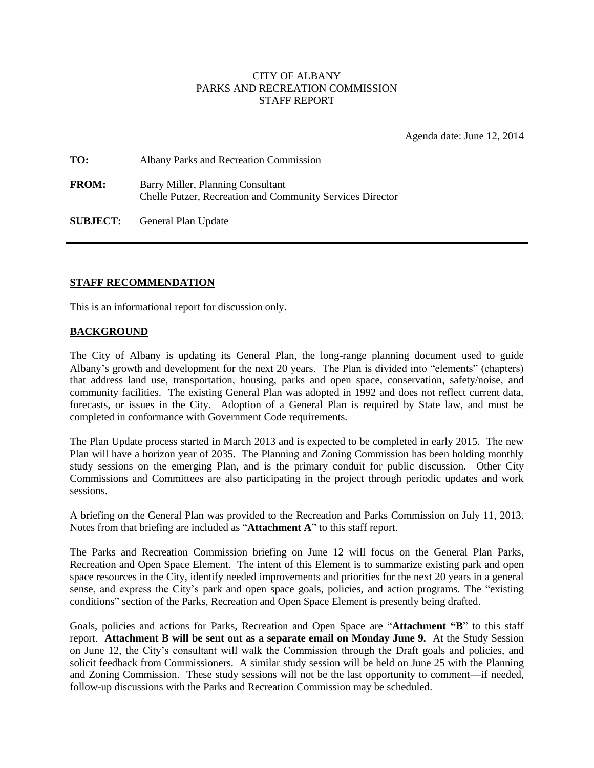CITY OF ALBANY
PARKS AND RECREATION COMMISSION
STAFF REPORT

Agenda date: June 12, 2014

**TO:** Albany Parks and Recreation Commission

**FROM:** Barry Miller, Planning Consultant
Chelle Putzer, Recreation and Community Services Director

**SUBJECT:** General Plan Update

---

## STAFF RECOMMENDATION

This is an informational report for discussion only.

## BACKGROUND

The City of Albany is updating its General Plan, the long-range planning document used to guide Albany's growth and development for the next 20 years. The Plan is divided into "elements" (chapters) that address land use, transportation, housing, parks and open space, conservation, safety/noise, and community facilities. The existing General Plan was adopted in 1992 and does not reflect current data, forecasts, or issues in the City. Adoption of a General Plan is required by State law, and must be completed in conformance with Government Code requirements.

The Plan Update process started in March 2013 and is expected to be completed in early 2015. The new Plan will have a horizon year of 2035. The Planning and Zoning Commission has been holding monthly study sessions on the emerging Plan, and is the primary conduit for public discussion. Other City Commissions and Committees are also participating in the project through periodic updates and work sessions.

A briefing on the General Plan was provided to the Recreation and Parks Commission on July 11, 2013. Notes from that briefing are included as "**Attachment A**" to this staff report.

The Parks and Recreation Commission briefing on June 12 will focus on the General Plan Parks, Recreation and Open Space Element. The intent of this Element is to summarize existing park and open space resources in the City, identify needed improvements and priorities for the next 20 years in a general sense, and express the City's park and open space goals, policies, and action programs. The "existing conditions" section of the Parks, Recreation and Open Space Element is presently being drafted.

Goals, policies and actions for Parks, Recreation and Open Space are "**Attachment "B**" to this staff report. **Attachment B will be sent out as a separate email on Monday June 9.** At the Study Session on June 12, the City's consultant will walk the Commission through the Draft goals and policies, and solicit feedback from Commissioners. A similar study session will be held on June 25 with the Planning and Zoning Commission. These study sessions will not be the last opportunity to comment—if needed, follow-up discussions with the Parks and Recreation Commission may be scheduled.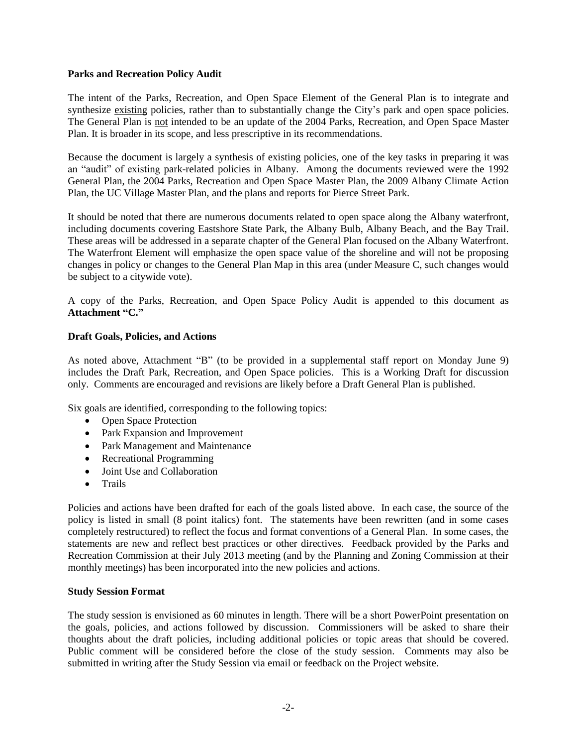**Parks and Recreation Policy Audit**

The intent of the Parks, Recreation, and Open Space Element of the General Plan is to integrate and synthesize existing policies, rather than to substantially change the City's park and open space policies. The General Plan is not intended to be an update of the 2004 Parks, Recreation, and Open Space Master Plan. It is broader in its scope, and less prescriptive in its recommendations.

Because the document is largely a synthesis of existing policies, one of the key tasks in preparing it was an "audit" of existing park-related policies in Albany. Among the documents reviewed were the 1992 General Plan, the 2004 Parks, Recreation and Open Space Master Plan, the 2009 Albany Climate Action Plan, the UC Village Master Plan, and the plans and reports for Pierce Street Park.

It should be noted that there are numerous documents related to open space along the Albany waterfront, including documents covering Eastshore State Park, the Albany Bulb, Albany Beach, and the Bay Trail. These areas will be addressed in a separate chapter of the General Plan focused on the Albany Waterfront. The Waterfront Element will emphasize the open space value of the shoreline and will not be proposing changes in policy or changes to the General Plan Map in this area (under Measure C, such changes would be subject to a citywide vote).

A copy of the Parks, Recreation, and Open Space Policy Audit is appended to this document as **Attachment "C."**

**Draft Goals, Policies, and Actions**

As noted above, Attachment "B" (to be provided in a supplemental staff report on Monday June 9) includes the Draft Park, Recreation, and Open Space policies. This is a Working Draft for discussion only. Comments are encouraged and revisions are likely before a Draft General Plan is published.

Six goals are identified, corresponding to the following topics:

- Open Space Protection
- Park Expansion and Improvement
- Park Management and Maintenance
- Recreational Programming
- Joint Use and Collaboration
- Trails

Policies and actions have been drafted for each of the goals listed above. In each case, the source of the policy is listed in small (8 point italics) font. The statements have been rewritten (and in some cases completely restructured) to reflect the focus and format conventions of a General Plan. In some cases, the statements are new and reflect best practices or other directives. Feedback provided by the Parks and Recreation Commission at their July 2013 meeting (and by the Planning and Zoning Commission at their monthly meetings) has been incorporated into the new policies and actions.

**Study Session Format**

The study session is envisioned as 60 minutes in length. There will be a short PowerPoint presentation on the goals, policies, and actions followed by discussion. Commissioners will be asked to share their thoughts about the draft policies, including additional policies or topic areas that should be covered. Public comment will be considered before the close of the study session. Comments may also be submitted in writing after the Study Session via email or feedback on the Project website.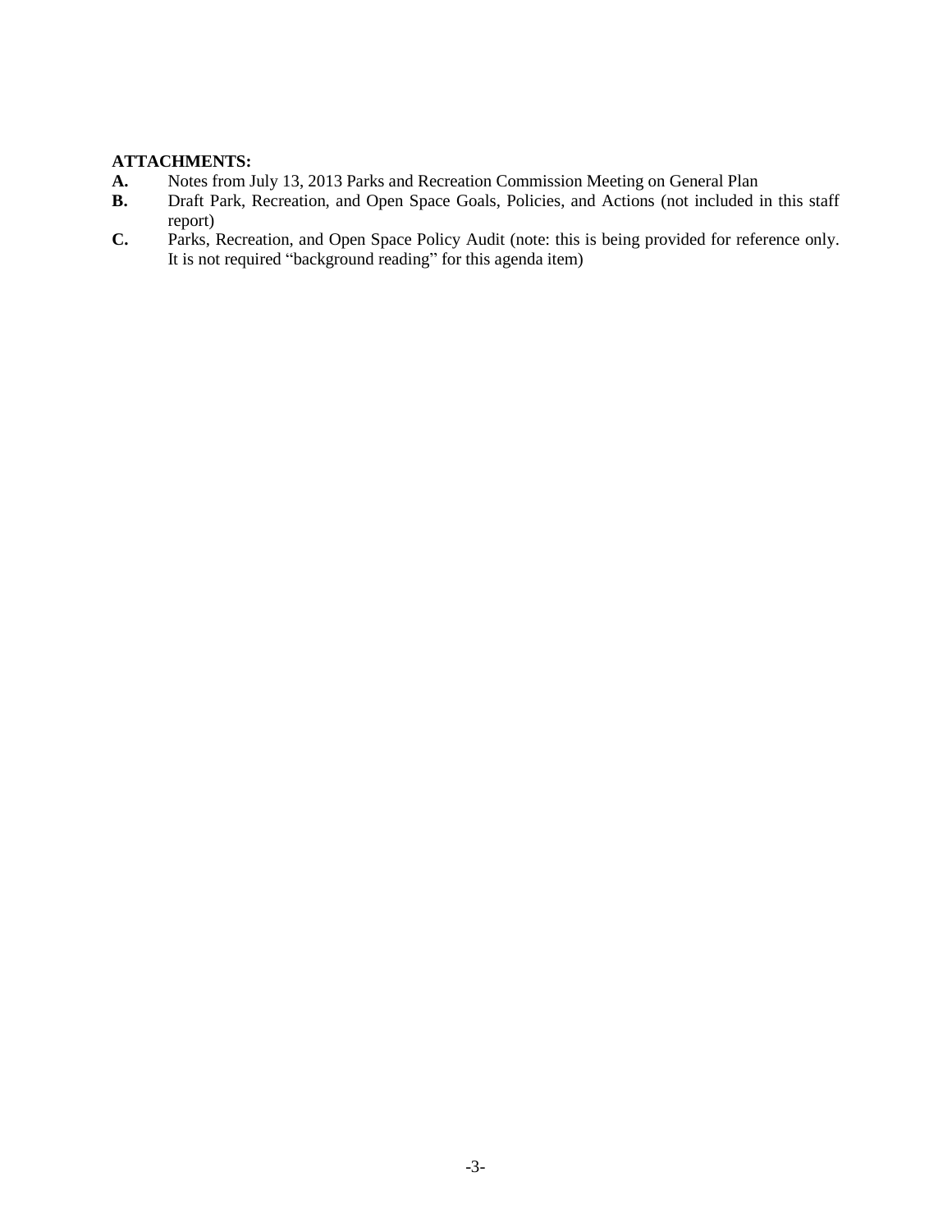**ATTACHMENTS:**

**A.** Notes from July 13, 2013 Parks and Recreation Commission Meeting on General Plan

**B.** Draft Park, Recreation, and Open Space Goals, Policies, and Actions (not included in this staff report)

**C.** Parks, Recreation, and Open Space Policy Audit (note: this is being provided for reference only. It is not required "background reading" for this agenda item)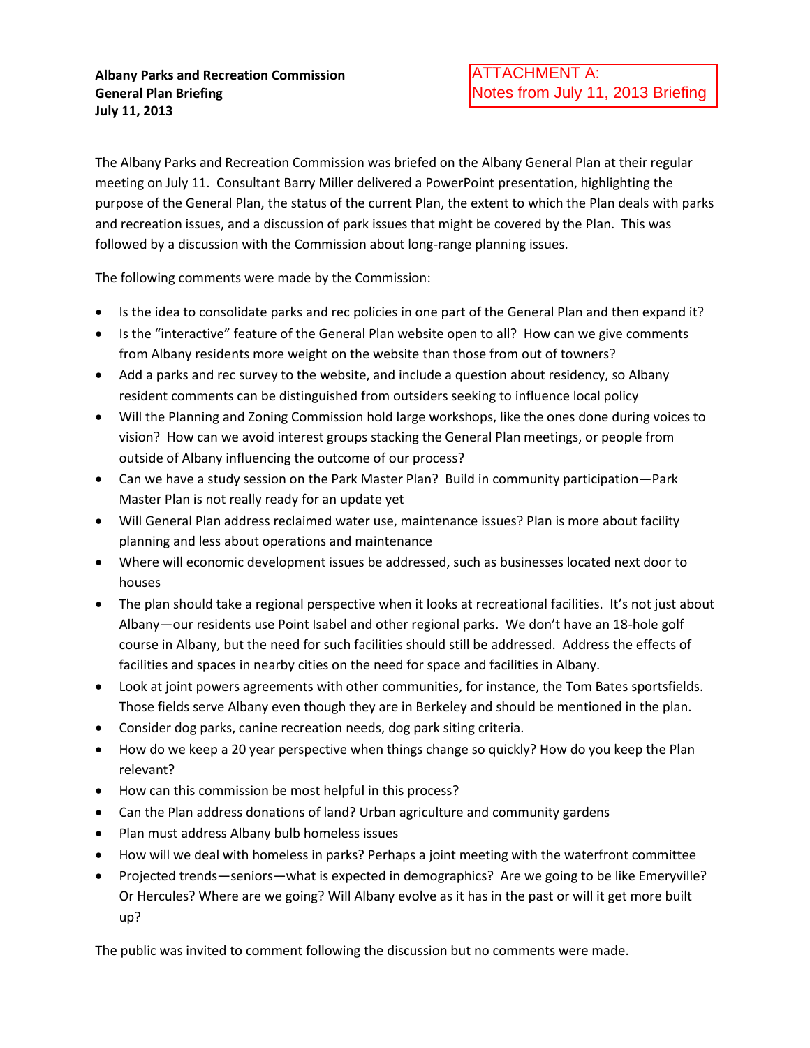**Albany Parks and Recreation Commission**
**General Plan Briefing**
**July 11, 2013**

ATTACHMENT A:
Notes from July 11, 2013 Briefing

The Albany Parks and Recreation Commission was briefed on the Albany General Plan at their regular meeting on July 11. Consultant Barry Miller delivered a PowerPoint presentation, highlighting the purpose of the General Plan, the status of the current Plan, the extent to which the Plan deals with parks and recreation issues, and a discussion of park issues that might be covered by the Plan. This was followed by a discussion with the Commission about long-range planning issues.

The following comments were made by the Commission:

- Is the idea to consolidate parks and rec policies in one part of the General Plan and then expand it?
- Is the "interactive" feature of the General Plan website open to all? How can we give comments from Albany residents more weight on the website than those from out of towners?
- Add a parks and rec survey to the website, and include a question about residency, so Albany resident comments can be distinguished from outsiders seeking to influence local policy
- Will the Planning and Zoning Commission hold large workshops, like the ones done during voices to vision? How can we avoid interest groups stacking the General Plan meetings, or people from outside of Albany influencing the outcome of our process?
- Can we have a study session on the Park Master Plan? Build in community participation—Park Master Plan is not really ready for an update yet
- Will General Plan address reclaimed water use, maintenance issues? Plan is more about facility planning and less about operations and maintenance
- Where will economic development issues be addressed, such as businesses located next door to houses
- The plan should take a regional perspective when it looks at recreational facilities. It's not just about Albany—our residents use Point Isabel and other regional parks. We don't have an 18-hole golf course in Albany, but the need for such facilities should still be addressed. Address the effects of facilities and spaces in nearby cities on the need for space and facilities in Albany.
- Look at joint powers agreements with other communities, for instance, the Tom Bates sportsfields. Those fields serve Albany even though they are in Berkeley and should be mentioned in the plan.
- Consider dog parks, canine recreation needs, dog park siting criteria.
- How do we keep a 20 year perspective when things change so quickly? How do you keep the Plan relevant?
- How can this commission be most helpful in this process?
- Can the Plan address donations of land? Urban agriculture and community gardens
- Plan must address Albany bulb homeless issues
- How will we deal with homeless in parks? Perhaps a joint meeting with the waterfront committee
- Projected trends—seniors—what is expected in demographics? Are we going to be like Emeryville? Or Hercules? Where are we going? Will Albany evolve as it has in the past or will it get more built up?

The public was invited to comment following the discussion but no comments were made.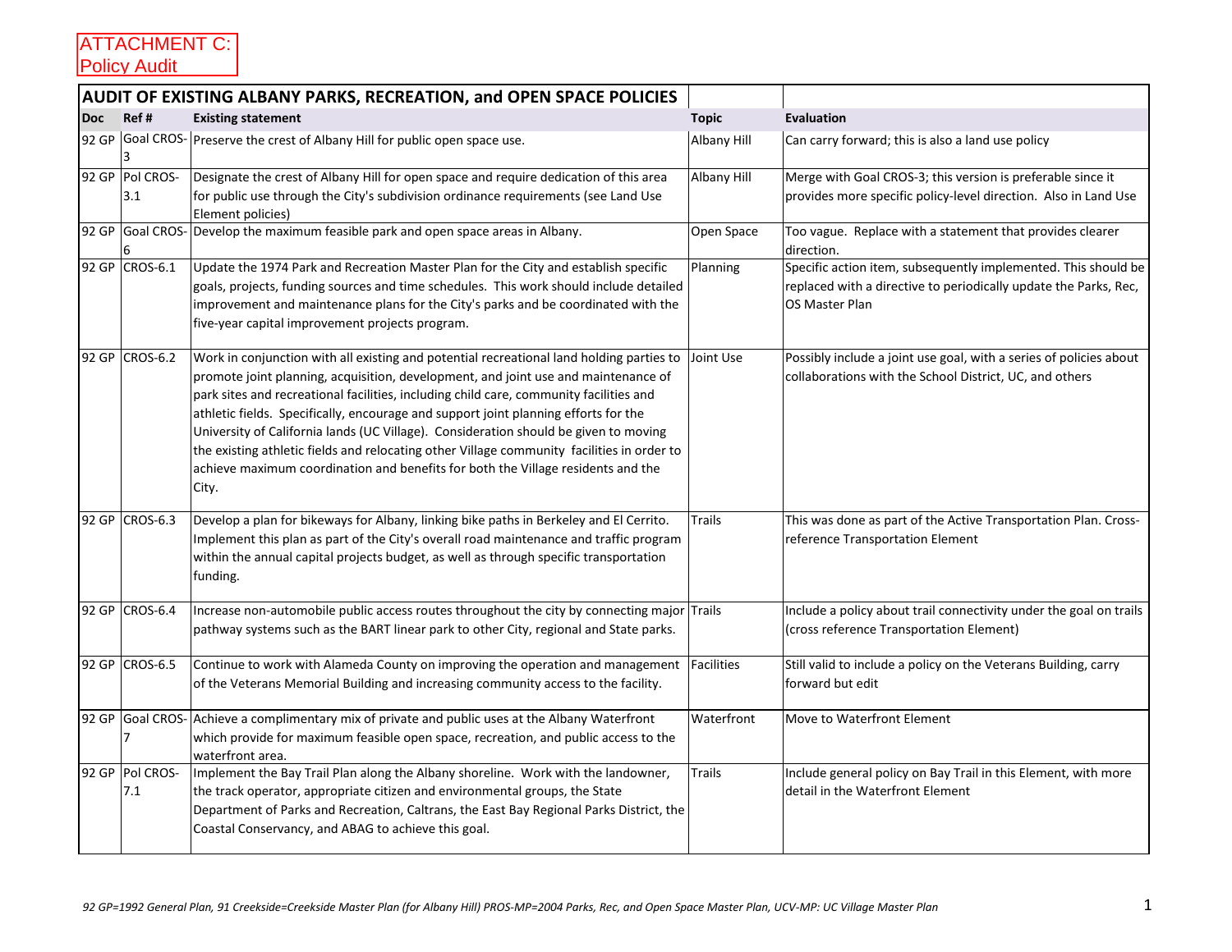ATTACHMENT C:
Policy Audit

| AUDIT OF EXISTING ALBANY PARKS, RECREATION, and OPEN SPACE POLICIES | | | | |
|---|---|---|---|---|
| **Doc** | **Ref #** | **Existing statement** | **Topic** | **Evaluation** |
| 92 GP | Goal CROS-3 | Preserve the crest of Albany Hill for public open space use. | Albany Hill | Can carry forward; this is also a land use policy |
| 92 GP | Pol CROS-3.1 | Designate the crest of Albany Hill for open space and require dedication of this area for public use through the City's subdivision ordinance requirements (see Land Use Element policies) | Albany Hill | Merge with Goal CROS-3; this version is preferable since it provides more specific policy-level direction. Also in Land Use |
| 92 GP | Goal CROS-6 | Develop the maximum feasible park and open space areas in Albany. | Open Space | Too vague. Replace with a statement that provides clearer direction. |
| 92 GP | CROS-6.1 | Update the 1974 Park and Recreation Master Plan for the City and establish specific goals, projects, funding sources and time schedules. This work should include detailed improvement and maintenance plans for the City's parks and be coordinated with the five-year capital improvement projects program. | Planning | Specific action item, subsequently implemented. This should be replaced with a directive to periodically update the Parks, Rec, OS Master Plan |
| 92 GP | CROS-6.2 | Work in conjunction with all existing and potential recreational land holding parties to promote joint planning, acquisition, development, and joint use and maintenance of park sites and recreational facilities, including child care, community facilities and athletic fields. Specifically, encourage and support joint planning efforts for the University of California lands (UC Village). Consideration should be given to moving the existing athletic fields and relocating other Village community facilities in order to achieve maximum coordination and benefits for both the Village residents and the City. | Joint Use | Possibly include a joint use goal, with a series of policies about collaborations with the School District, UC, and others |
| 92 GP | CROS-6.3 | Develop a plan for bikeways for Albany, linking bike paths in Berkeley and El Cerrito. Implement this plan as part of the City's overall road maintenance and traffic program within the annual capital projects budget, as well as through specific transportation funding. | Trails | This was done as part of the Active Transportation Plan. Cross-reference Transportation Element |
| 92 GP | CROS-6.4 | Increase non-automobile public access routes throughout the city by connecting major pathway systems such as the BART linear park to other City, regional and State parks. | Trails | Include a policy about trail connectivity under the goal on trails (cross reference Transportation Element) |
| 92 GP | CROS-6.5 | Continue to work with Alameda County on improving the operation and management of the Veterans Memorial Building and increasing community access to the facility. | Facilities | Still valid to include a policy on the Veterans Building, carry forward but edit |
| 92 GP | Goal CROS-7 | Achieve a complimentary mix of private and public uses at the Albany Waterfront which provide for maximum feasible open space, recreation, and public access to the waterfront area. | Waterfront | Move to Waterfront Element |
| 92 GP | Pol CROS-7.1 | Implement the Bay Trail Plan along the Albany shoreline. Work with the landowner, the track operator, appropriate citizen and environmental groups, the State Department of Parks and Recreation, Caltrans, the East Bay Regional Parks District, the Coastal Conservancy, and ABAG to achieve this goal. | Trails | Include general policy on Bay Trail in this Element, with more detail in the Waterfront Element |

*92 GP=1992 General Plan, 91 Creekside=Creekside Master Plan (for Albany Hill) PROS-MP=2004 Parks, Rec, and Open Space Master Plan, UCV-MP: UC Village Master Plan*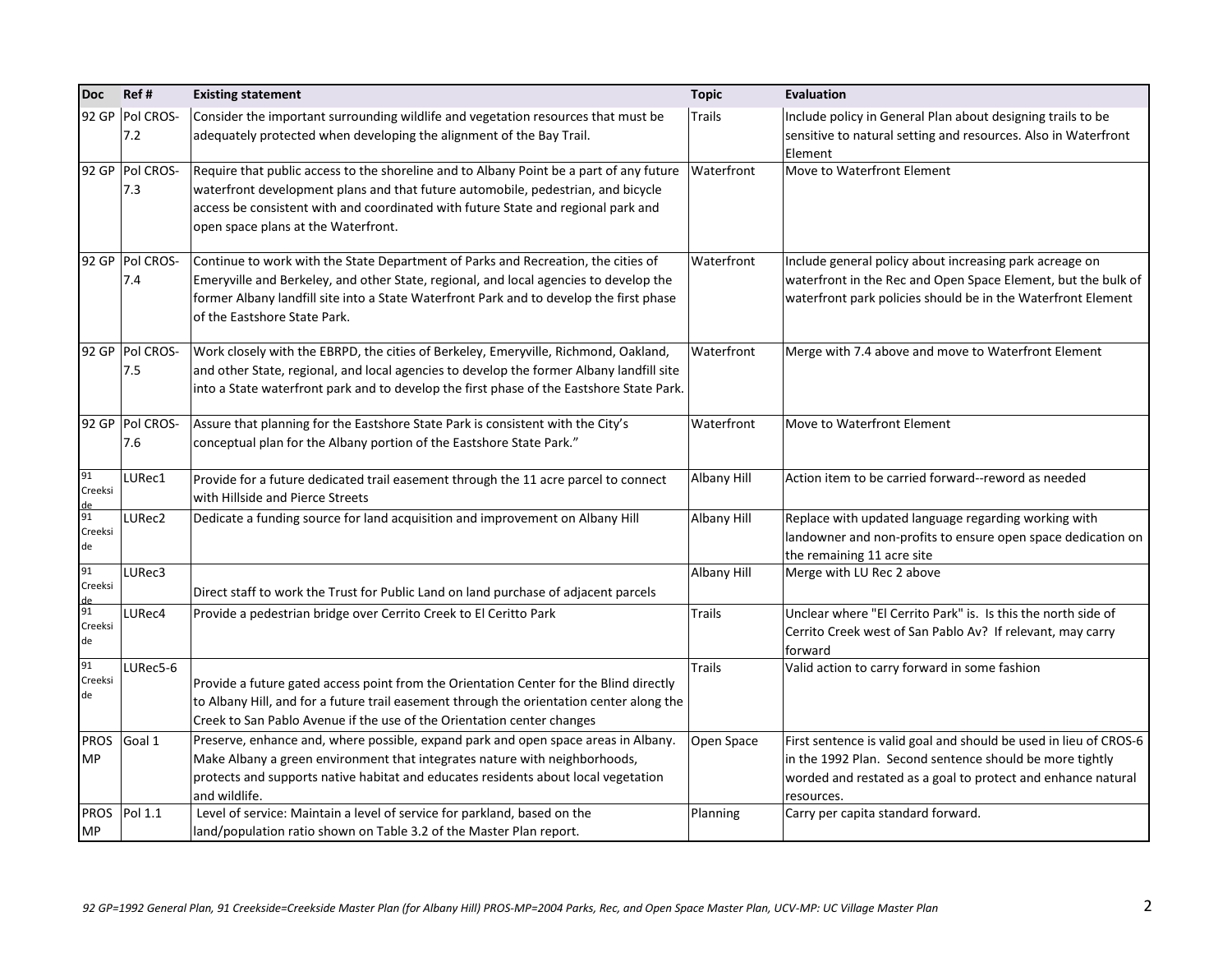| Doc | Ref # | Existing statement | Topic | Evaluation |
|---|---|---|---|---|
| 92 GP | Pol CROS-7.2 | Consider the important surrounding wildlife and vegetation resources that must be adequately protected when developing the alignment of the Bay Trail. | Trails | Include policy in General Plan about designing trails to be sensitive to natural setting and resources. Also in Waterfront Element |
| 92 GP | Pol CROS-7.3 | Require that public access to the shoreline and to Albany Point be a part of any future waterfront development plans and that future automobile, pedestrian, and bicycle access be consistent with and coordinated with future State and regional park and open space plans at the Waterfront. | Waterfront | Move to Waterfront Element |
| 92 GP | Pol CROS-7.4 | Continue to work with the State Department of Parks and Recreation, the cities of Emeryville and Berkeley, and other State, regional, and local agencies to develop the former Albany landfill site into a State Waterfront Park and to develop the first phase of the Eastshore State Park. | Waterfront | Include general policy about increasing park acreage on waterfront in the Rec and Open Space Element, but the bulk of waterfront park policies should be in the Waterfront Element |
| 92 GP | Pol CROS-7.5 | Work closely with the EBRPD, the cities of Berkeley, Emeryville, Richmond, Oakland, and other State, regional, and local agencies to develop the former Albany landfill site into a State waterfront park and to develop the first phase of the Eastshore State Park. | Waterfront | Merge with 7.4 above and move to Waterfront Element |
| 92 GP | Pol CROS-7.6 | Assure that planning for the Eastshore State Park is consistent with the City's conceptual plan for the Albany portion of the Eastshore State Park." | Waterfront | Move to Waterfront Element |
| 91 Creekside | LURec1 | Provide for a future dedicated trail easement through the 11 acre parcel to connect with Hillside and Pierce Streets | Albany Hill | Action item to be carried forward--reword as needed |
| 91 Creekside | LURec2 | Dedicate a funding source for land acquisition and improvement on Albany Hill | Albany Hill | Replace with updated language regarding working with landowner and non-profits to ensure open space dedication on the remaining 11 acre site |
| 91 Creekside | LURec3 | Direct staff to work the Trust for Public Land on land purchase of adjacent parcels | Albany Hill | Merge with LU Rec 2 above |
| 91 Creekside | LURec4 | Provide a pedestrian bridge over Cerrito Creek to El Ceritto Park | Trails | Unclear where "El Cerrito Park" is. Is this the north side of Cerrito Creek west of San Pablo Av? If relevant, may carry forward |
| 91 Creekside | LURec5-6 | Provide a future gated access point from the Orientation Center for the Blind directly to Albany Hill, and for a future trail easement through the orientation center along the Creek to San Pablo Avenue if the use of the Orientation center changes | Trails | Valid action to carry forward in some fashion |
| PROS MP | Goal 1 | Preserve, enhance and, where possible, expand park and open space areas in Albany. Make Albany a green environment that integrates nature with neighborhoods, protects and supports native habitat and educates residents about local vegetation and wildlife. | Open Space | First sentence is valid goal and should be used in lieu of CROS-6 in the 1992 Plan. Second sentence should be more tightly worded and restated as a goal to protect and enhance natural resources. |
| PROS MP | Pol 1.1 | Level of service: Maintain a level of service for parkland, based on the land/population ratio shown on Table 3.2 of the Master Plan report. | Planning | Carry per capita standard forward. |

*92 GP=1992 General Plan, 91 Creekside=Creekside Master Plan (for Albany Hill) PROS-MP=2004 Parks, Rec, and Open Space Master Plan, UCV-MP: UC Village Master Plan*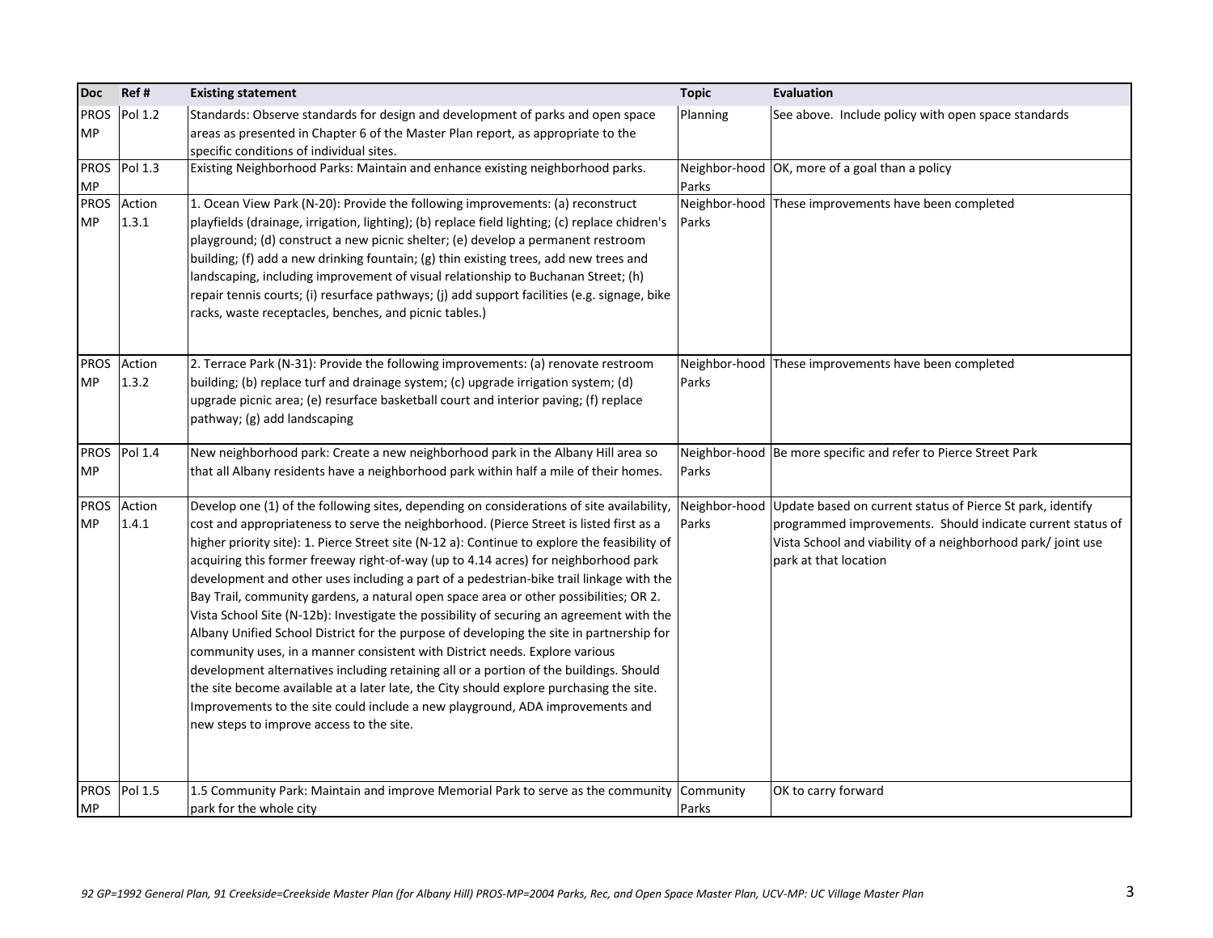| Doc | Ref # | Existing statement | Topic | Evaluation |
|---|---|---|---|---|
| PROS MP | Pol 1.2 | Standards: Observe standards for design and development of parks and open space areas as presented in Chapter 6 of the Master Plan report, as appropriate to the specific conditions of individual sites. | Planning | See above. Include policy with open space standards |
| PROS MP | Pol 1.3 | Existing Neighborhood Parks: Maintain and enhance existing neighborhood parks. | Neighbor-hood Parks | OK, more of a goal than a policy |
| PROS MP | Action 1.3.1 | 1. Ocean View Park (N-20): Provide the following improvements: (a) reconstruct playfields (drainage, irrigation, lighting); (b) replace field lighting; (c) replace chidren's playground; (d) construct a new picnic shelter; (e) develop a permanent restroom building; (f) add a new drinking fountain; (g) thin existing trees, add new trees and landscaping, including improvement of visual relationship to Buchanan Street; (h) repair tennis courts; (i) resurface pathways; (j) add support facilities (e.g. signage, bike racks, waste receptacles, benches, and picnic tables.) | Neighbor-hood Parks | These improvements have been completed |
| PROS MP | Action 1.3.2 | 2. Terrace Park (N-31): Provide the following improvements: (a) renovate restroom building; (b) replace turf and drainage system; (c) upgrade irrigation system; (d) upgrade picnic area; (e) resurface basketball court and interior paving; (f) replace pathway; (g) add landscaping | Neighbor-hood Parks | These improvements have been completed |
| PROS MP | Pol 1.4 | New neighborhood park: Create a new neighborhood park in the Albany Hill area so that all Albany residents have a neighborhood park within half a mile of their homes. | Neighbor-hood Parks | Be more specific and refer to Pierce Street Park |
| PROS MP | Action 1.4.1 | Develop one (1) of the following sites, depending on considerations of site availability, cost and appropriateness to serve the neighborhood. (Pierce Street is listed first as a higher priority site): 1. Pierce Street site (N-12 a): Continue to explore the feasibility of acquiring this former freeway right-of-way (up to 4.14 acres) for neighborhood park development and other uses including a part of a pedestrian-bike trail linkage with the Bay Trail, community gardens, a natural open space area or other possibilities; OR 2. Vista School Site (N-12b): Investigate the possibility of securing an agreement with the Albany Unified School District for the purpose of developing the site in partnership for community uses, in a manner consistent with District needs. Explore various development alternatives including retaining all or a portion of the buildings. Should the site become available at a later late, the City should explore purchasing the site. Improvements to the site could include a new playground, ADA improvements and new steps to improve access to the site. | Neighbor-hood Parks | Update based on current status of Pierce St park, identify programmed improvements. Should indicate current status of Vista School and viability of a neighborhood park/ joint use park at that location |
| PROS MP | Pol 1.5 | 1.5 Community Park: Maintain and improve Memorial Park to serve as the community park for the whole city | Community Parks | OK to carry forward |

*92 GP=1992 General Plan, 91 Creekside=Creekside Master Plan (for Albany Hill) PROS-MP=2004 Parks, Rec, and Open Space Master Plan, UCV-MP: UC Village Master Plan*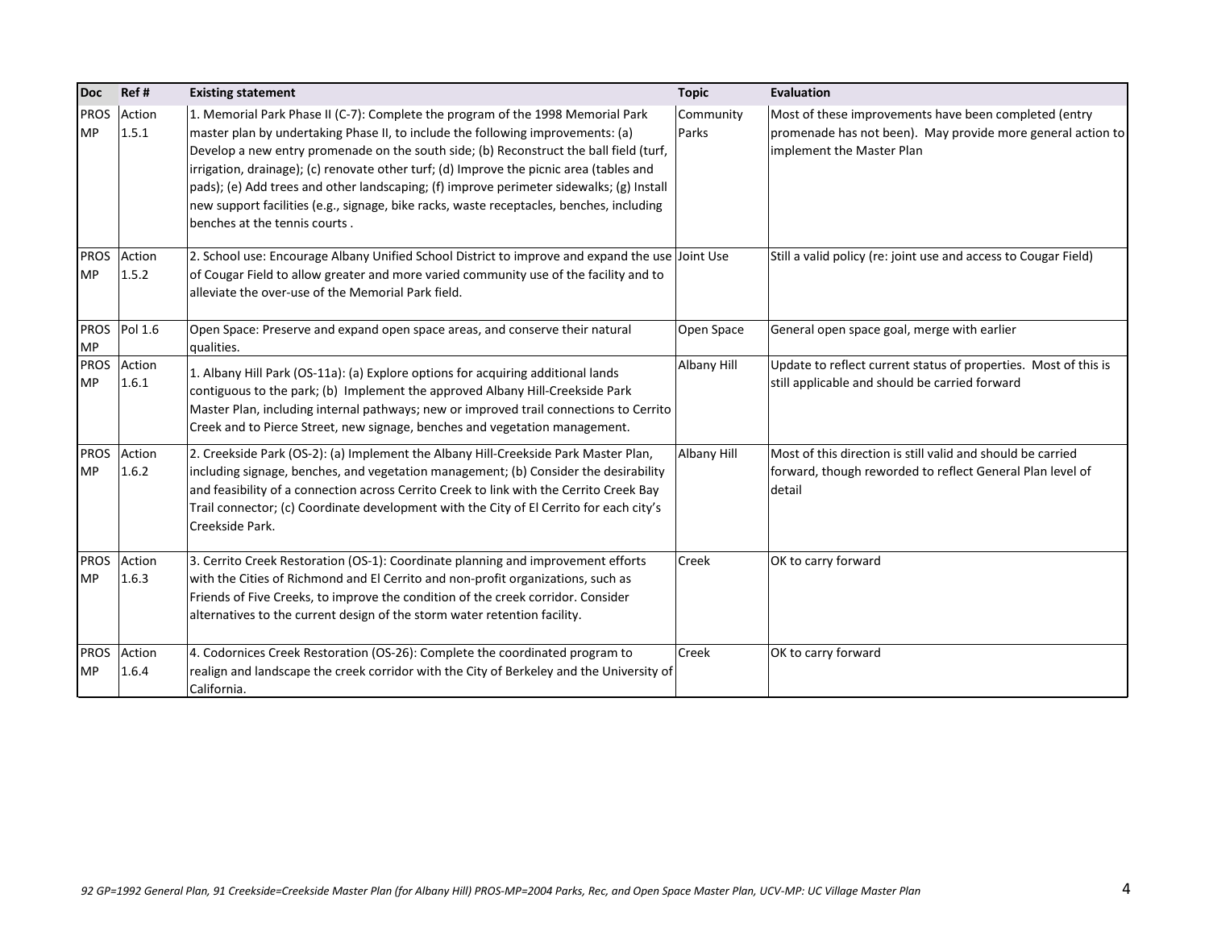| Doc | Ref # | Existing statement | Topic | Evaluation |
|---|---|---|---|---|
| PROS MP | Action 1.5.1 | 1. Memorial Park Phase II (C-7): Complete the program of the 1998 Memorial Park master plan by undertaking Phase II, to include the following improvements: (a) Develop a new entry promenade on the south side; (b) Reconstruct the ball field (turf, irrigation, drainage); (c) renovate other turf; (d) Improve the picnic area (tables and pads); (e) Add trees and other landscaping; (f) improve perimeter sidewalks; (g) Install new support facilities (e.g., signage, bike racks, waste receptacles, benches, including benches at the tennis courts . | Community Parks | Most of these improvements have been completed (entry promenade has not been). May provide more general action to implement the Master Plan |
| PROS MP | Action 1.5.2 | 2. School use: Encourage Albany Unified School District to improve and expand the use of Cougar Field to allow greater and more varied community use of the facility and to alleviate the over-use of the Memorial Park field. | Joint Use | Still a valid policy (re: joint use and access to Cougar Field) |
| PROS MP | Pol 1.6 | Open Space: Preserve and expand open space areas, and conserve their natural qualities. | Open Space | General open space goal, merge with earlier |
| PROS MP | Action 1.6.1 | 1. Albany Hill Park (OS-11a): (a) Explore options for acquiring additional lands contiguous to the park; (b) Implement the approved Albany Hill-Creekside Park Master Plan, including internal pathways; new or improved trail connections to Cerrito Creek and to Pierce Street, new signage, benches and vegetation management. | Albany Hill | Update to reflect current status of properties. Most of this is still applicable and should be carried forward |
| PROS MP | Action 1.6.2 | 2. Creekside Park (OS-2): (a) Implement the Albany Hill-Creekside Park Master Plan, including signage, benches, and vegetation management; (b) Consider the desirability and feasibility of a connection across Cerrito Creek to link with the Cerrito Creek Bay Trail connector; (c) Coordinate development with the City of El Cerrito for each city's Creekside Park. | Albany Hill | Most of this direction is still valid and should be carried forward, though reworded to reflect General Plan level of detail |
| PROS MP | Action 1.6.3 | 3. Cerrito Creek Restoration (OS-1): Coordinate planning and improvement efforts with the Cities of Richmond and El Cerrito and non-profit organizations, such as Friends of Five Creeks, to improve the condition of the creek corridor. Consider alternatives to the current design of the storm water retention facility. | Creek | OK to carry forward |
| PROS MP | Action 1.6.4 | 4. Codornices Creek Restoration (OS-26): Complete the coordinated program to realign and landscape the creek corridor with the City of Berkeley and the University of California. | Creek | OK to carry forward |

*92 GP=1992 General Plan, 91 Creekside=Creekside Master Plan (for Albany Hill) PROS-MP=2004 Parks, Rec, and Open Space Master Plan, UCV-MP: UC Village Master Plan*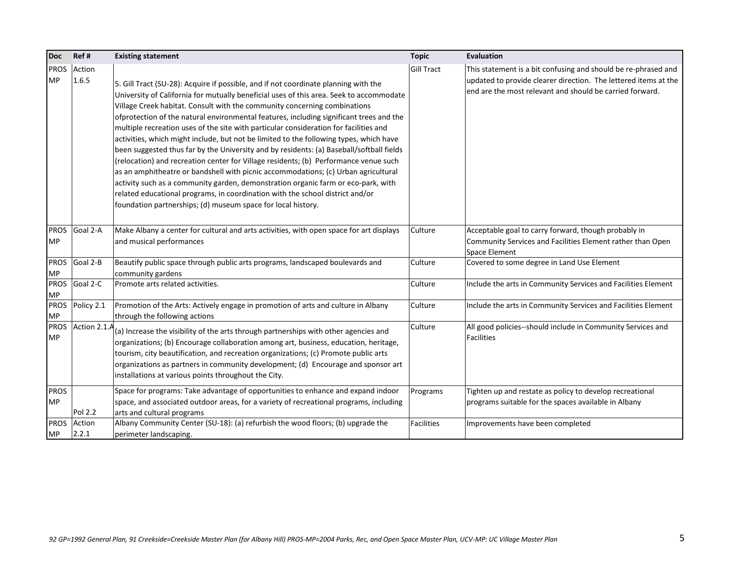| Doc | Ref # | Existing statement | Topic | Evaluation |
|---|---|---|---|---|
| PROS MP | Action 1.6.5 | 5. Gill Tract (SU-28): Acquire if possible, and if not coordinate planning with the University of California for mutually beneficial uses of this area. Seek to accommodate Village Creek habitat. Consult with the community concerning combinations ofprotection of the natural environmental features, including significant trees and the multiple recreation uses of the site with particular consideration for facilities and activities, which might include, but not be limited to the following types, which have been suggested thus far by the University and by residents: (a) Baseball/softball fields (relocation) and recreation center for Village residents; (b) Performance venue such as an amphitheatre or bandshell with picnic accommodations; (c) Urban agricultural activity such as a community garden, demonstration organic farm or eco-park, with related educational programs, in coordination with the school district and/or foundation partnerships; (d) museum space for local history. | Gill Tract | This statement is a bit confusing and should be re-phrased and updated to provide clearer direction. The lettered items at the end are the most relevant and should be carried forward. |
| PROS MP | Goal 2-A | Make Albany a center for cultural and arts activities, with open space for art displays and musical performances | Culture | Acceptable goal to carry forward, though probably in Community Services and Facilities Element rather than Open Space Element |
| PROS MP | Goal 2-B | Beautify public space through public arts programs, landscaped boulevards and community gardens | Culture | Covered to some degree in Land Use Element |
| PROS MP | Goal 2-C | Promote arts related activities. | Culture | Include the arts in Community Services and Facilities Element |
| PROS MP | Policy 2.1 | Promotion of the Arts: Actively engage in promotion of arts and culture in Albany through the following actions | Culture | Include the arts in Community Services and Facilities Element |
| PROS MP | Action 2.1.A | (a) Increase the visibility of the arts through partnerships with other agencies and organizations; (b) Encourage collaboration among art, business, education, heritage, tourism, city beautification, and recreation organizations; (c) Promote public arts organizations as partners in community development; (d) Encourage and sponsor art installations at various points throughout the City. | Culture | All good policies--should include in Community Services and Facilities |
| PROS MP | Pol 2.2 | Space for programs: Take advantage of opportunities to enhance and expand indoor space, and associated outdoor areas, for a variety of recreational programs, including arts and cultural programs | Programs | Tighten up and restate as policy to develop recreational programs suitable for the spaces available in Albany |
| PROS MP | Action 2.2.1 | Albany Community Center (SU-18): (a) refurbish the wood floors; (b) upgrade the perimeter landscaping. | Facilities | Improvements have been completed |

*92 GP=1992 General Plan, 91 Creekside=Creekside Master Plan (for Albany Hill) PROS-MP=2004 Parks, Rec, and Open Space Master Plan, UCV-MP: UC Village Master Plan*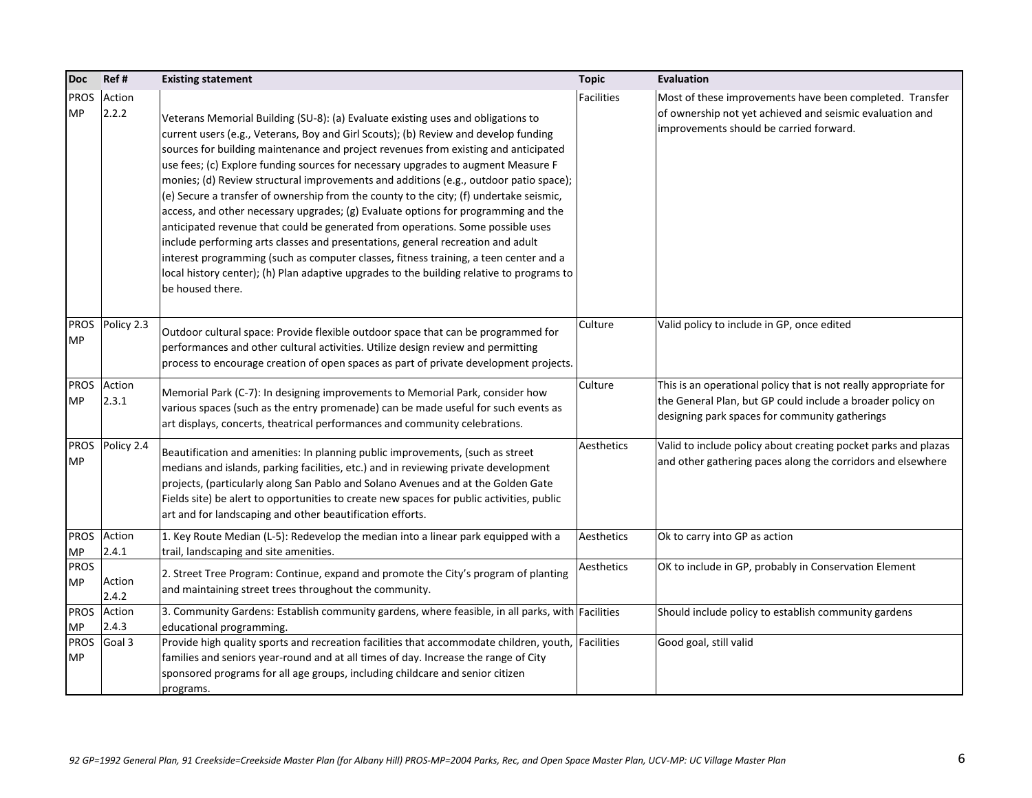| Doc | Ref # | Existing statement | Topic | Evaluation |
|---|---|---|---|---|
| PROS MP | Action 2.2.2 | Veterans Memorial Building (SU-8): (a) Evaluate existing uses and obligations to current users (e.g., Veterans, Boy and Girl Scouts); (b) Review and develop funding sources for building maintenance and project revenues from existing and anticipated use fees; (c) Explore funding sources for necessary upgrades to augment Measure F monies; (d) Review structural improvements and additions (e.g., outdoor patio space); (e) Secure a transfer of ownership from the county to the city; (f) undertake seismic, access, and other necessary upgrades; (g) Evaluate options for programming and the anticipated revenue that could be generated from operations. Some possible uses include performing arts classes and presentations, general recreation and adult interest programming (such as computer classes, fitness training, a teen center and a local history center); (h) Plan adaptive upgrades to the building relative to programs to be housed there. | Facilities | Most of these improvements have been completed. Transfer of ownership not yet achieved and seismic evaluation and improvements should be carried forward. |
| PROS MP | Policy 2.3 | Outdoor cultural space: Provide flexible outdoor space that can be programmed for performances and other cultural activities. Utilize design review and permitting process to encourage creation of open spaces as part of private development projects. | Culture | Valid policy to include in GP, once edited |
| PROS MP | Action 2.3.1 | Memorial Park (C-7): In designing improvements to Memorial Park, consider how various spaces (such as the entry promenade) can be made useful for such events as art displays, concerts, theatrical performances and community celebrations. | Culture | This is an operational policy that is not really appropriate for the General Plan, but GP could include a broader policy on designing park spaces for community gatherings |
| PROS MP | Policy 2.4 | Beautification and amenities: In planning public improvements, (such as street medians and islands, parking facilities, etc.) and in reviewing private development projects, (particularly along San Pablo and Solano Avenues and at the Golden Gate Fields site) be alert to opportunities to create new spaces for public activities, public art and for landscaping and other beautification efforts. | Aesthetics | Valid to include policy about creating pocket parks and plazas and other gathering paces along the corridors and elsewhere |
| PROS MP | Action 2.4.1 | 1. Key Route Median (L-5): Redevelop the median into a linear park equipped with a trail, landscaping and site amenities. | Aesthetics | Ok to carry into GP as action |
| PROS MP | Action 2.4.2 | 2. Street Tree Program: Continue, expand and promote the City's program of planting and maintaining street trees throughout the community. | Aesthetics | OK to include in GP, probably in Conservation Element |
| PROS MP | Action 2.4.3 | 3. Community Gardens: Establish community gardens, where feasible, in all parks, with educational programming. | Facilities | Should include policy to establish community gardens |
| PROS MP | Goal 3 | Provide high quality sports and recreation facilities that accommodate children, youth, families and seniors year-round and at all times of day. Increase the range of City sponsored programs for all age groups, including childcare and senior citizen programs. | Facilities | Good goal, still valid |

*92 GP=1992 General Plan, 91 Creekside=Creekside Master Plan (for Albany Hill) PROS-MP=2004 Parks, Rec, and Open Space Master Plan, UCV-MP: UC Village Master Plan*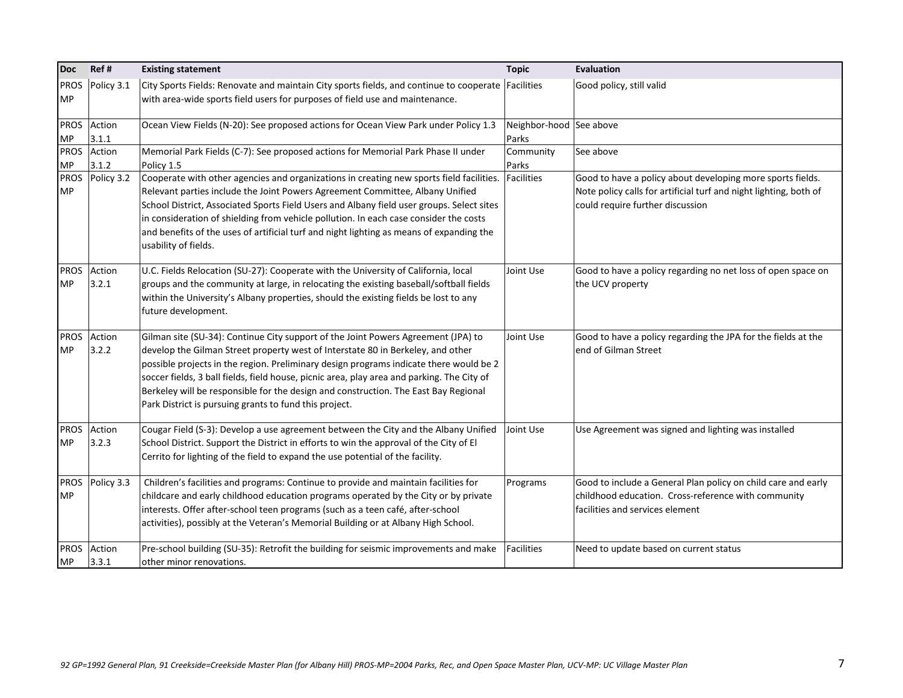| Doc | Ref # | Existing statement | Topic | Evaluation |
|---|---|---|---|---|
| PROS MP | Policy 3.1 | City Sports Fields: Renovate and maintain City sports fields, and continue to cooperate with area-wide sports field users for purposes of field use and maintenance. | Facilities | Good policy, still valid |
| PROS MP | Action 3.1.1 | Ocean View Fields (N-20): See proposed actions for Ocean View Park under Policy 1.3 | Neighbor-hood Parks | See above |
| PROS MP | Action 3.1.2 | Memorial Park Fields (C-7): See proposed actions for Memorial Park Phase II under Policy 1.5 | Community Parks | See above |
| PROS MP | Policy 3.2 | Cooperate with other agencies and organizations in creating new sports field facilities. Relevant parties include the Joint Powers Agreement Committee, Albany Unified School District, Associated Sports Field Users and Albany field user groups. Select sites in consideration of shielding from vehicle pollution. In each case consider the costs and benefits of the uses of artificial turf and night lighting as means of expanding the usability of fields. | Facilities | Good to have a policy about developing more sports fields. Note policy calls for artificial turf and night lighting, both of could require further discussion |
| PROS MP | Action 3.2.1 | U.C. Fields Relocation (SU-27): Cooperate with the University of California, local groups and the community at large, in relocating the existing baseball/softball fields within the University's Albany properties, should the existing fields be lost to any future development. | Joint Use | Good to have a policy regarding no net loss of open space on the UCV property |
| PROS MP | Action 3.2.2 | Gilman site (SU-34): Continue City support of the Joint Powers Agreement (JPA) to develop the Gilman Street property west of Interstate 80 in Berkeley, and other possible projects in the region. Preliminary design programs indicate there would be 2 soccer fields, 3 ball fields, field house, picnic area, play area and parking. The City of Berkeley will be responsible for the design and construction. The East Bay Regional Park District is pursuing grants to fund this project. | Joint Use | Good to have a policy regarding the JPA for the fields at the end of Gilman Street |
| PROS MP | Action 3.2.3 | Cougar Field (S-3): Develop a use agreement between the City and the Albany Unified School District. Support the District in efforts to win the approval of the City of El Cerrito for lighting of the field to expand the use potential of the facility. | Joint Use | Use Agreement was signed and lighting was installed |
| PROS MP | Policy 3.3 | Children's facilities and programs: Continue to provide and maintain facilities for childcare and early childhood education programs operated by the City or by private interests. Offer after-school teen programs (such as a teen café, after-school activities), possibly at the Veteran's Memorial Building or at Albany High School. | Programs | Good to include a General Plan policy on child care and early childhood education. Cross-reference with community facilities and services element |
| PROS MP | Action 3.3.1 | Pre-school building (SU-35): Retrofit the building for seismic improvements and make other minor renovations. | Facilities | Need to update based on current status |

*92 GP=1992 General Plan, 91 Creekside=Creekside Master Plan (for Albany Hill) PROS-MP=2004 Parks, Rec, and Open Space Master Plan, UCV-MP: UC Village Master Plan*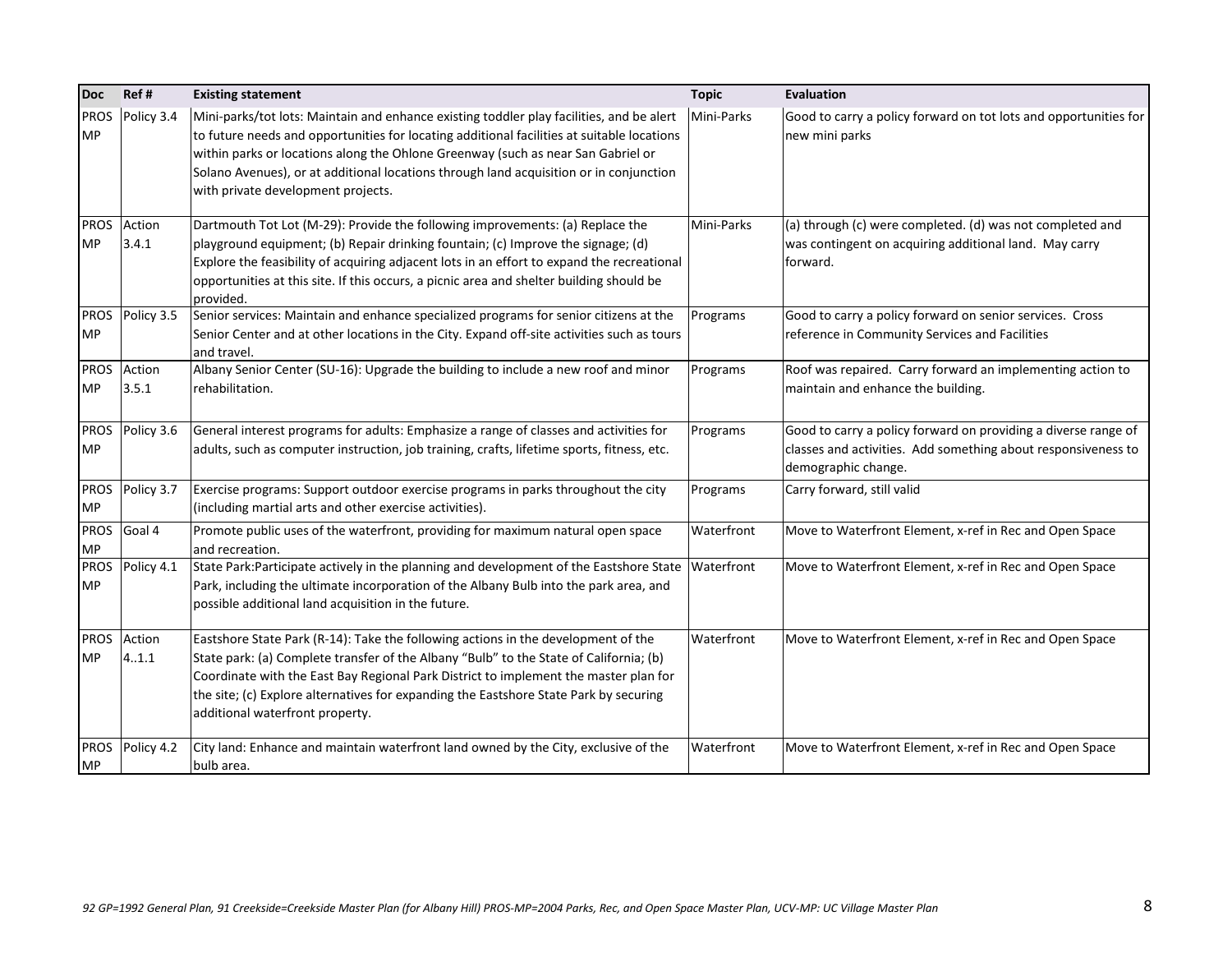| Doc | Ref # | Existing statement | Topic | Evaluation |
|---|---|---|---|---|
| PROS MP | Policy 3.4 | Mini-parks/tot lots: Maintain and enhance existing toddler play facilities, and be alert to future needs and opportunities for locating additional facilities at suitable locations within parks or locations along the Ohlone Greenway (such as near San Gabriel or Solano Avenues), or at additional locations through land acquisition or in conjunction with private development projects. | Mini-Parks | Good to carry a policy forward on tot lots and opportunities for new mini parks |
| PROS MP | Action 3.4.1 | Dartmouth Tot Lot (M-29): Provide the following improvements: (a) Replace the playground equipment; (b) Repair drinking fountain; (c) Improve the signage; (d) Explore the feasibility of acquiring adjacent lots in an effort to expand the recreational opportunities at this site. If this occurs, a picnic area and shelter building should be provided. | Mini-Parks | (a) through (c) were completed. (d) was not completed and was contingent on acquiring additional land. May carry forward. |
| PROS MP | Policy 3.5 | Senior services: Maintain and enhance specialized programs for senior citizens at the Senior Center and at other locations in the City. Expand off-site activities such as tours and travel. | Programs | Good to carry a policy forward on senior services. Cross reference in Community Services and Facilities |
| PROS MP | Action 3.5.1 | Albany Senior Center (SU-16): Upgrade the building to include a new roof and minor rehabilitation. | Programs | Roof was repaired. Carry forward an implementing action to maintain and enhance the building. |
| PROS MP | Policy 3.6 | General interest programs for adults: Emphasize a range of classes and activities for adults, such as computer instruction, job training, crafts, lifetime sports, fitness, etc. | Programs | Good to carry a policy forward on providing a diverse range of classes and activities. Add something about responsiveness to demographic change. |
| PROS MP | Policy 3.7 | Exercise programs: Support outdoor exercise programs in parks throughout the city (including martial arts and other exercise activities). | Programs | Carry forward, still valid |
| PROS MP | Goal 4 | Promote public uses of the waterfront, providing for maximum natural open space and recreation. | Waterfront | Move to Waterfront Element, x-ref in Rec and Open Space |
| PROS MP | Policy 4.1 | State Park:Participate actively in the planning and development of the Eastshore State Park, including the ultimate incorporation of the Albany Bulb into the park area, and possible additional land acquisition in the future. | Waterfront | Move to Waterfront Element, x-ref in Rec and Open Space |
| PROS MP | Action 4..1.1 | Eastshore State Park (R-14): Take the following actions in the development of the State park: (a) Complete transfer of the Albany "Bulb" to the State of California; (b) Coordinate with the East Bay Regional Park District to implement the master plan for the site; (c) Explore alternatives for expanding the Eastshore State Park by securing additional waterfront property. | Waterfront | Move to Waterfront Element, x-ref in Rec and Open Space |
| PROS MP | Policy 4.2 | City land: Enhance and maintain waterfront land owned by the City, exclusive of the bulb area. | Waterfront | Move to Waterfront Element, x-ref in Rec and Open Space |

*92 GP=1992 General Plan, 91 Creekside=Creekside Master Plan (for Albany Hill) PROS-MP=2004 Parks, Rec, and Open Space Master Plan, UCV-MP: UC Village Master Plan*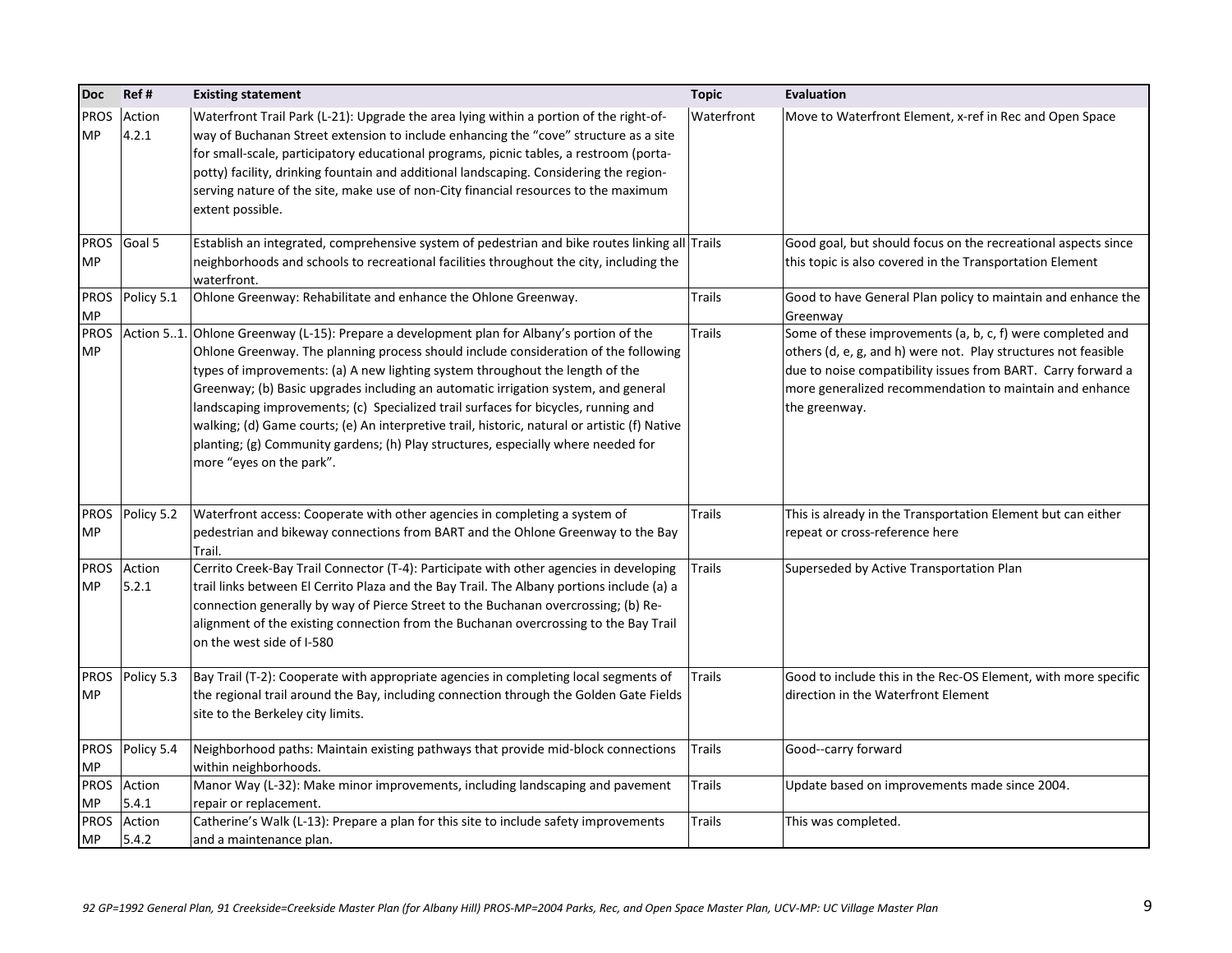| Doc | Ref # | Existing statement | Topic | Evaluation |
|---|---|---|---|---|
| PROS MP | Action 4.2.1 | Waterfront Trail Park (L-21): Upgrade the area lying within a portion of the right-of-way of Buchanan Street extension to include enhancing the "cove" structure as a site for small-scale, participatory educational programs, picnic tables, a restroom (porta-potty) facility, drinking fountain and additional landscaping. Considering the region-serving nature of the site, make use of non-City financial resources to the maximum extent possible. | Waterfront | Move to Waterfront Element, x-ref in Rec and Open Space |
| PROS MP | Goal 5 | Establish an integrated, comprehensive system of pedestrian and bike routes linking all neighborhoods and schools to recreational facilities throughout the city, including the waterfront. | Trails | Good goal, but should focus on the recreational aspects since this topic is also covered in the Transportation Element |
| PROS MP | Policy 5.1 | Ohlone Greenway: Rehabilitate and enhance the Ohlone Greenway. | Trails | Good to have General Plan policy to maintain and enhance the Greenway |
| PROS MP | Action 5..1. | Ohlone Greenway (L-15): Prepare a development plan for Albany's portion of the Ohlone Greenway. The planning process should include consideration of the following types of improvements: (a) A new lighting system throughout the length of the Greenway; (b) Basic upgrades including an automatic irrigation system, and general landscaping improvements; (c) Specialized trail surfaces for bicycles, running and walking; (d) Game courts; (e) An interpretive trail, historic, natural or artistic (f) Native planting; (g) Community gardens; (h) Play structures, especially where needed for more "eyes on the park". | Trails | Some of these improvements (a, b, c, f) were completed and others (d, e, g, and h) were not. Play structures not feasible due to noise compatibility issues from BART. Carry forward a more generalized recommendation to maintain and enhance the greenway. |
| PROS MP | Policy 5.2 | Waterfront access: Cooperate with other agencies in completing a system of pedestrian and bikeway connections from BART and the Ohlone Greenway to the Bay Trail. | Trails | This is already in the Transportation Element but can either repeat or cross-reference here |
| PROS MP | Action 5.2.1 | Cerrito Creek-Bay Trail Connector (T-4): Participate with other agencies in developing trail links between El Cerrito Plaza and the Bay Trail. The Albany portions include (a) a connection generally by way of Pierce Street to the Buchanan overcrossing; (b) Re-alignment of the existing connection from the Buchanan overcrossing to the Bay Trail on the west side of I-580 | Trails | Superseded by Active Transportation Plan |
| PROS MP | Policy 5.3 | Bay Trail (T-2): Cooperate with appropriate agencies in completing local segments of the regional trail around the Bay, including connection through the Golden Gate Fields site to the Berkeley city limits. | Trails | Good to include this in the Rec-OS Element, with more specific direction in the Waterfront Element |
| PROS MP | Policy 5.4 | Neighborhood paths: Maintain existing pathways that provide mid-block connections within neighborhoods. | Trails | Good--carry forward |
| PROS MP | Action 5.4.1 | Manor Way (L-32): Make minor improvements, including landscaping and pavement repair or replacement. | Trails | Update based on improvements made since 2004. |
| PROS MP | Action 5.4.2 | Catherine's Walk (L-13): Prepare a plan for this site to include safety improvements and a maintenance plan. | Trails | This was completed. |

*92 GP=1992 General Plan, 91 Creekside=Creekside Master Plan (for Albany Hill) PROS-MP=2004 Parks, Rec, and Open Space Master Plan, UCV-MP: UC Village Master Plan*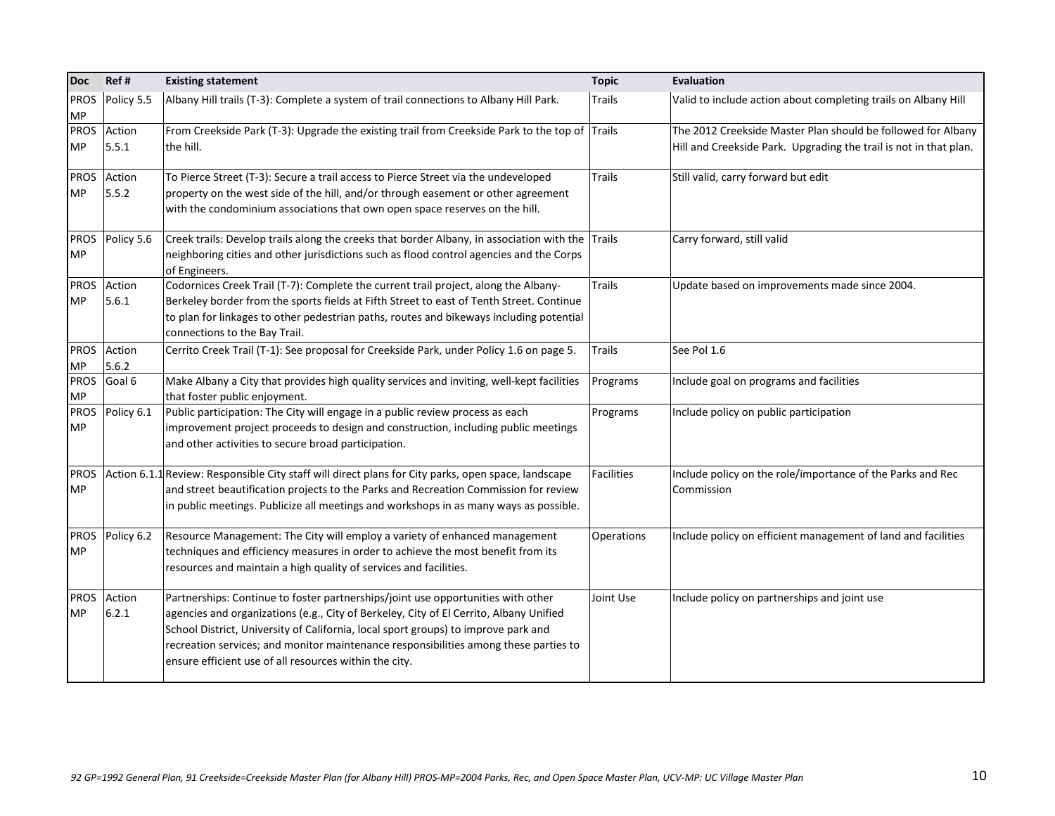| Doc | Ref # | Existing statement | Topic | Evaluation |
|---|---|---|---|---|
| PROS MP | Policy 5.5 | Albany Hill trails (T-3): Complete a system of trail connections to Albany Hill Park. | Trails | Valid to include action about completing trails on Albany Hill |
| PROS MP | Action 5.5.1 | From Creekside Park (T-3): Upgrade the existing trail from Creekside Park to the top of the hill. | Trails | The 2012 Creekside Master Plan should be followed for Albany Hill and Creekside Park. Upgrading the trail is not in that plan. |
| PROS MP | Action 5.5.2 | To Pierce Street (T-3): Secure a trail access to Pierce Street via the undeveloped property on the west side of the hill, and/or through easement or other agreement with the condominium associations that own open space reserves on the hill. | Trails | Still valid, carry forward but edit |
| PROS MP | Policy 5.6 | Creek trails: Develop trails along the creeks that border Albany, in association with the neighboring cities and other jurisdictions such as flood control agencies and the Corps of Engineers. | Trails | Carry forward, still valid |
| PROS MP | Action 5.6.1 | Codornices Creek Trail (T-7): Complete the current trail project, along the Albany-Berkeley border from the sports fields at Fifth Street to east of Tenth Street. Continue to plan for linkages to other pedestrian paths, routes and bikeways including potential connections to the Bay Trail. | Trails | Update based on improvements made since 2004. |
| PROS MP | Action 5.6.2 | Cerrito Creek Trail (T-1): See proposal for Creekside Park, under Policy 1.6 on page 5. | Trails | See Pol 1.6 |
| PROS MP | Goal 6 | Make Albany a City that provides high quality services and inviting, well-kept facilities that foster public enjoyment. | Programs | Include goal on programs and facilities |
| PROS MP | Policy 6.1 | Public participation: The City will engage in a public review process as each improvement project proceeds to design and construction, including public meetings and other activities to secure broad participation. | Programs | Include policy on public participation |
| PROS MP | Action 6.1.1 | Review: Responsible City staff will direct plans for City parks, open space, landscape and street beautification projects to the Parks and Recreation Commission for review in public meetings. Publicize all meetings and workshops in as many ways as possible. | Facilities | Include policy on the role/importance of the Parks and Rec Commission |
| PROS MP | Policy 6.2 | Resource Management: The City will employ a variety of enhanced management techniques and efficiency measures in order to achieve the most benefit from its resources and maintain a high quality of services and facilities. | Operations | Include policy on efficient management of land and facilities |
| PROS MP | Action 6.2.1 | Partnerships: Continue to foster partnerships/joint use opportunities with other agencies and organizations (e.g., City of Berkeley, City of El Cerrito, Albany Unified School District, University of California, local sport groups) to improve park and recreation services; and monitor maintenance responsibilities among these parties to ensure efficient use of all resources within the city. | Joint Use | Include policy on partnerships and joint use |

*92 GP=1992 General Plan, 91 Creekside=Creekside Master Plan (for Albany Hill) PROS-MP=2004 Parks, Rec, and Open Space Master Plan, UCV-MP: UC Village Master Plan*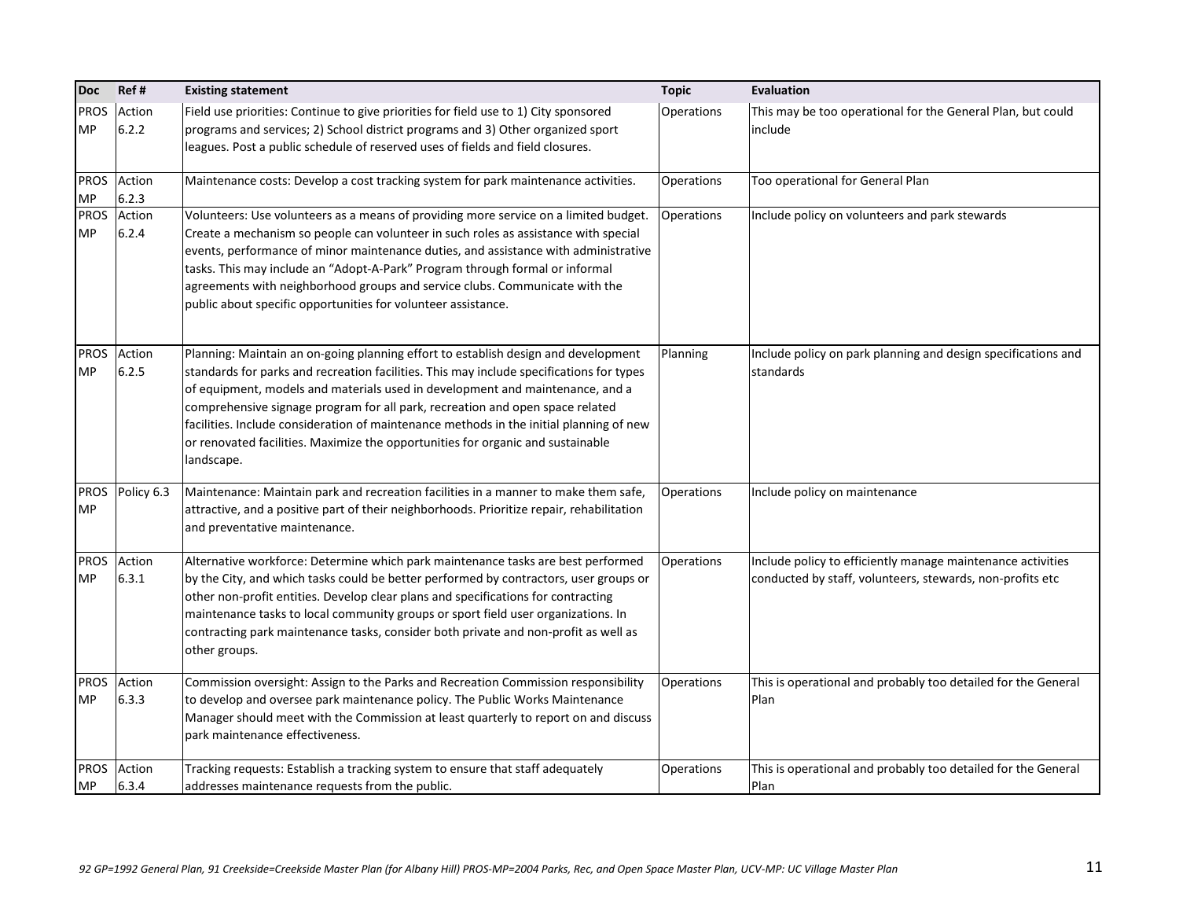| Doc | Ref # | Existing statement | Topic | Evaluation |
|---|---|---|---|---|
| PROS MP | Action 6.2.2 | Field use priorities: Continue to give priorities for field use to 1) City sponsored programs and services; 2) School district programs and 3) Other organized sport leagues. Post a public schedule of reserved uses of fields and field closures. | Operations | This may be too operational for the General Plan, but could include |
| PROS MP | Action 6.2.3 | Maintenance costs: Develop a cost tracking system for park maintenance activities. | Operations | Too operational for General Plan |
| PROS MP | Action 6.2.4 | Volunteers: Use volunteers as a means of providing more service on a limited budget. Create a mechanism so people can volunteer in such roles as assistance with special events, performance of minor maintenance duties, and assistance with administrative tasks. This may include an "Adopt-A-Park" Program through formal or informal agreements with neighborhood groups and service clubs. Communicate with the public about specific opportunities for volunteer assistance. | Operations | Include policy on volunteers and park stewards |
| PROS MP | Action 6.2.5 | Planning: Maintain an on-going planning effort to establish design and development standards for parks and recreation facilities. This may include specifications for types of equipment, models and materials used in development and maintenance, and a comprehensive signage program for all park, recreation and open space related facilities. Include consideration of maintenance methods in the initial planning of new or renovated facilities. Maximize the opportunities for organic and sustainable landscape. | Planning | Include policy on park planning and design specifications and standards |
| PROS MP | Policy 6.3 | Maintenance: Maintain park and recreation facilities in a manner to make them safe, attractive, and a positive part of their neighborhoods. Prioritize repair, rehabilitation and preventative maintenance. | Operations | Include policy on maintenance |
| PROS MP | Action 6.3.1 | Alternative workforce: Determine which park maintenance tasks are best performed by the City, and which tasks could be better performed by contractors, user groups or other non-profit entities. Develop clear plans and specifications for contracting maintenance tasks to local community groups or sport field user organizations. In contracting park maintenance tasks, consider both private and non-profit as well as other groups. | Operations | Include policy to efficiently manage maintenance activities conducted by staff, volunteers, stewards, non-profits etc |
| PROS MP | Action 6.3.3 | Commission oversight: Assign to the Parks and Recreation Commission responsibility to develop and oversee park maintenance policy. The Public Works Maintenance Manager should meet with the Commission at least quarterly to report on and discuss park maintenance effectiveness. | Operations | This is operational and probably too detailed for the General Plan |
| PROS MP | Action 6.3.4 | Tracking requests: Establish a tracking system to ensure that staff adequately addresses maintenance requests from the public. | Operations | This is operational and probably too detailed for the General Plan |

*92 GP=1992 General Plan, 91 Creekside=Creekside Master Plan (for Albany Hill) PROS-MP=2004 Parks, Rec, and Open Space Master Plan, UCV-MP: UC Village Master Plan*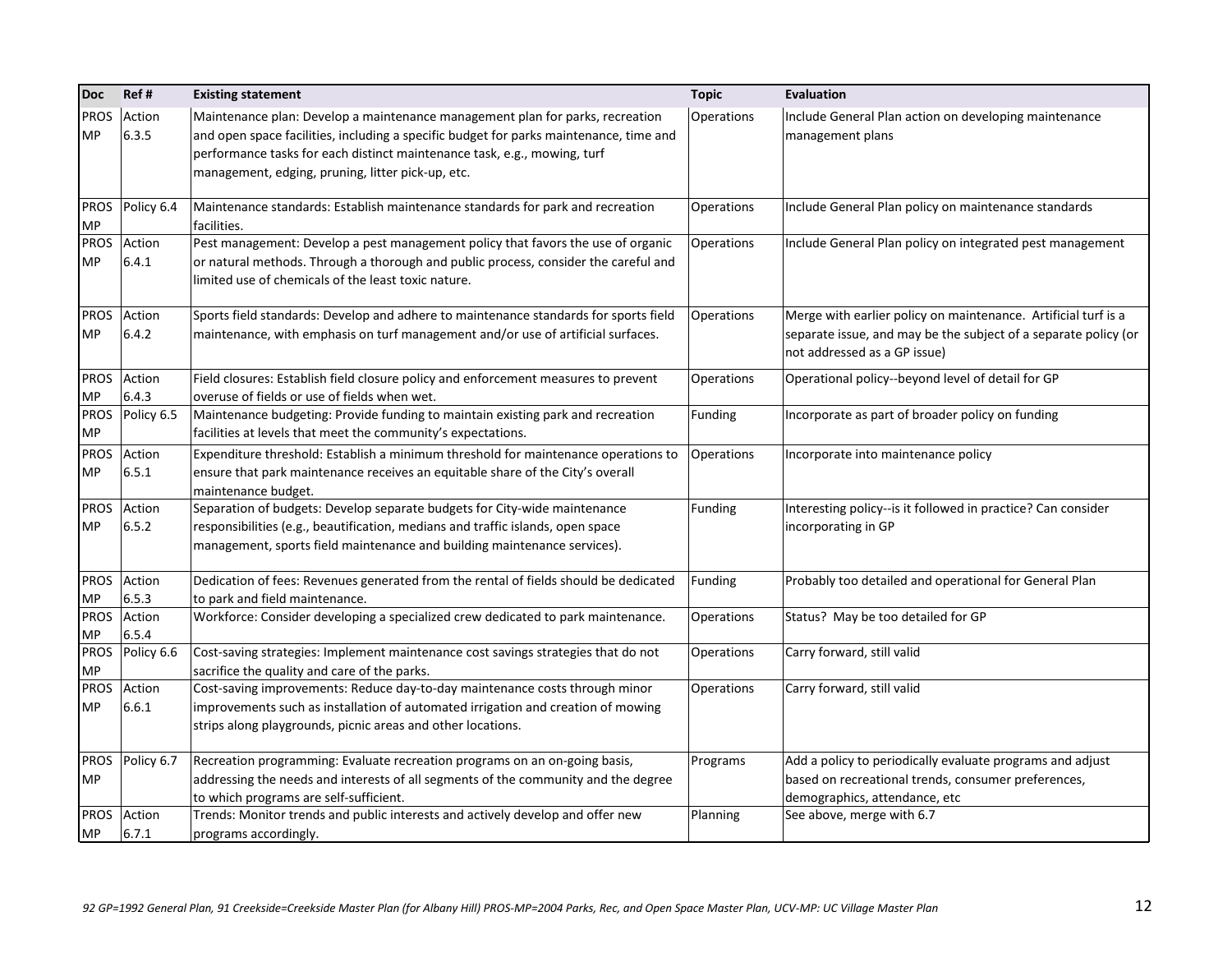| Doc | Ref # | Existing statement | Topic | Evaluation |
|---|---|---|---|---|
| PROS MP | Action 6.3.5 | Maintenance plan: Develop a maintenance management plan for parks, recreation and open space facilities, including a specific budget for parks maintenance, time and performance tasks for each distinct maintenance task, e.g., mowing, turf management, edging, pruning, litter pick-up, etc. | Operations | Include General Plan action on developing maintenance management plans |
| PROS MP | Policy 6.4 | Maintenance standards: Establish maintenance standards for park and recreation facilities. | Operations | Include General Plan policy on maintenance standards |
| PROS MP | Action 6.4.1 | Pest management: Develop a pest management policy that favors the use of organic or natural methods. Through a thorough and public process, consider the careful and limited use of chemicals of the least toxic nature. | Operations | Include General Plan policy on integrated pest management |
| PROS MP | Action 6.4.2 | Sports field standards: Develop and adhere to maintenance standards for sports field maintenance, with emphasis on turf management and/or use of artificial surfaces. | Operations | Merge with earlier policy on maintenance. Artificial turf is a separate issue, and may be the subject of a separate policy (or not addressed as a GP issue) |
| PROS MP | Action 6.4.3 | Field closures: Establish field closure policy and enforcement measures to prevent overuse of fields or use of fields when wet. | Operations | Operational policy--beyond level of detail for GP |
| PROS MP | Policy 6.5 | Maintenance budgeting: Provide funding to maintain existing park and recreation facilities at levels that meet the community's expectations. | Funding | Incorporate as part of broader policy on funding |
| PROS MP | Action 6.5.1 | Expenditure threshold: Establish a minimum threshold for maintenance operations to ensure that park maintenance receives an equitable share of the City's overall maintenance budget. | Operations | Incorporate into maintenance policy |
| PROS MP | Action 6.5.2 | Separation of budgets: Develop separate budgets for City-wide maintenance responsibilities (e.g., beautification, medians and traffic islands, open space management, sports field maintenance and building maintenance services). | Funding | Interesting policy--is it followed in practice? Can consider incorporating in GP |
| PROS MP | Action 6.5.3 | Dedication of fees: Revenues generated from the rental of fields should be dedicated to park and field maintenance. | Funding | Probably too detailed and operational for General Plan |
| PROS MP | Action 6.5.4 | Workforce: Consider developing a specialized crew dedicated to park maintenance. | Operations | Status? May be too detailed for GP |
| PROS MP | Policy 6.6 | Cost-saving strategies: Implement maintenance cost savings strategies that do not sacrifice the quality and care of the parks. | Operations | Carry forward, still valid |
| PROS MP | Action 6.6.1 | Cost-saving improvements: Reduce day-to-day maintenance costs through minor improvements such as installation of automated irrigation and creation of mowing strips along playgrounds, picnic areas and other locations. | Operations | Carry forward, still valid |
| PROS MP | Policy 6.7 | Recreation programming: Evaluate recreation programs on an on-going basis, addressing the needs and interests of all segments of the community and the degree to which programs are self-sufficient. | Programs | Add a policy to periodically evaluate programs and adjust based on recreational trends, consumer preferences, demographics, attendance, etc |
| PROS MP | Action 6.7.1 | Trends: Monitor trends and public interests and actively develop and offer new programs accordingly. | Planning | See above, merge with 6.7 |

*92 GP=1992 General Plan, 91 Creekside=Creekside Master Plan (for Albany Hill) PROS-MP=2004 Parks, Rec, and Open Space Master Plan, UCV-MP: UC Village Master Plan*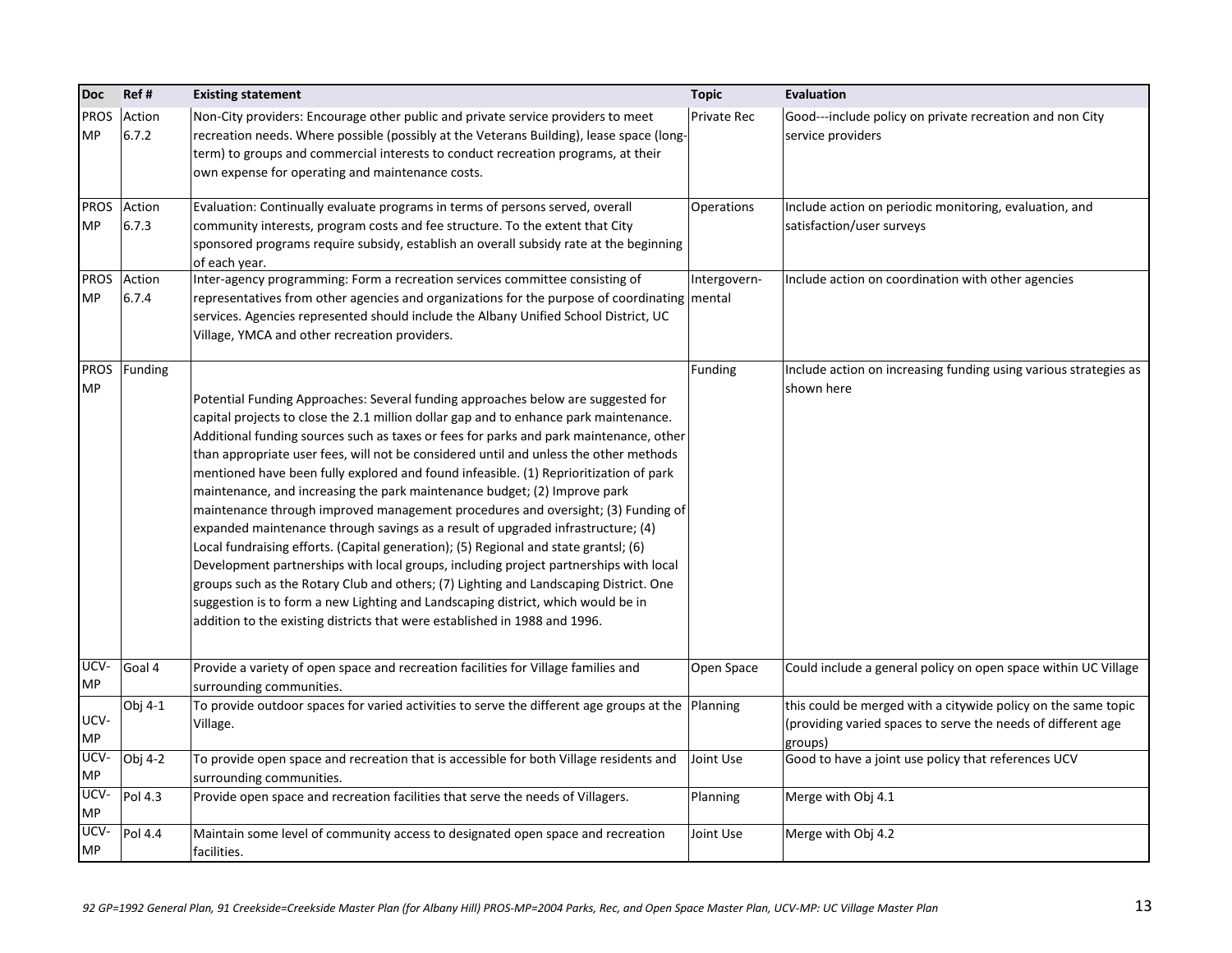| Doc | Ref # | Existing statement | Topic | Evaluation |
|---|---|---|---|---|
| PROS MP | Action 6.7.2 | Non-City providers: Encourage other public and private service providers to meet recreation needs. Where possible (possibly at the Veterans Building), lease space (long-term) to groups and commercial interests to conduct recreation programs, at their own expense for operating and maintenance costs. | Private Rec | Good---include policy on private recreation and non City service providers |
| PROS MP | Action 6.7.3 | Evaluation: Continually evaluate programs in terms of persons served, overall community interests, program costs and fee structure. To the extent that City sponsored programs require subsidy, establish an overall subsidy rate at the beginning of each year. | Operations | Include action on periodic monitoring, evaluation, and satisfaction/user surveys |
| PROS MP | Action 6.7.4 | Inter-agency programming: Form a recreation services committee consisting of representatives from other agencies and organizations for the purpose of coordinating services. Agencies represented should include the Albany Unified School District, UC Village, YMCA and other recreation providers. | Intergovern-mental | Include action on coordination with other agencies |
| PROS MP | Funding | Potential Funding Approaches: Several funding approaches below are suggested for capital projects to close the 2.1 million dollar gap and to enhance park maintenance. Additional funding sources such as taxes or fees for parks and park maintenance, other than appropriate user fees, will not be considered until and unless the other methods mentioned have been fully explored and found infeasible. (1) Reprioritization of park maintenance, and increasing the park maintenance budget; (2) Improve park maintenance through improved management procedures and oversight; (3) Funding of expanded maintenance through savings as a result of upgraded infrastructure; (4) Local fundraising efforts. (Capital generation); (5) Regional and state grantsl; (6) Development partnerships with local groups, including project partnerships with local groups such as the Rotary Club and others; (7) Lighting and Landscaping District. One suggestion is to form a new Lighting and Landscaping district, which would be in addition to the existing districts that were established in 1988 and 1996. | Funding | Include action on increasing funding using various strategies as shown here |
| UCV-MP | Goal 4 | Provide a variety of open space and recreation facilities for Village families and surrounding communities. | Open Space | Could include a general policy on open space within UC Village |
| UCV-MP | Obj 4-1 | To provide outdoor spaces for varied activities to serve the different age groups at the Village. | Planning | this could be merged with a citywide policy on the same topic (providing varied spaces to serve the needs of different age groups) |
| UCV-MP | Obj 4-2 | To provide open space and recreation that is accessible for both Village residents and surrounding communities. | Joint Use | Good to have a joint use policy that references UCV |
| UCV-MP | Pol 4.3 | Provide open space and recreation facilities that serve the needs of Villagers. | Planning | Merge with Obj 4.1 |
| UCV-MP | Pol 4.4 | Maintain some level of community access to designated open space and recreation facilities. | Joint Use | Merge with Obj 4.2 |

*92 GP=1992 General Plan, 91 Creekside=Creekside Master Plan (for Albany Hill) PROS-MP=2004 Parks, Rec, and Open Space Master Plan, UCV-MP: UC Village Master Plan*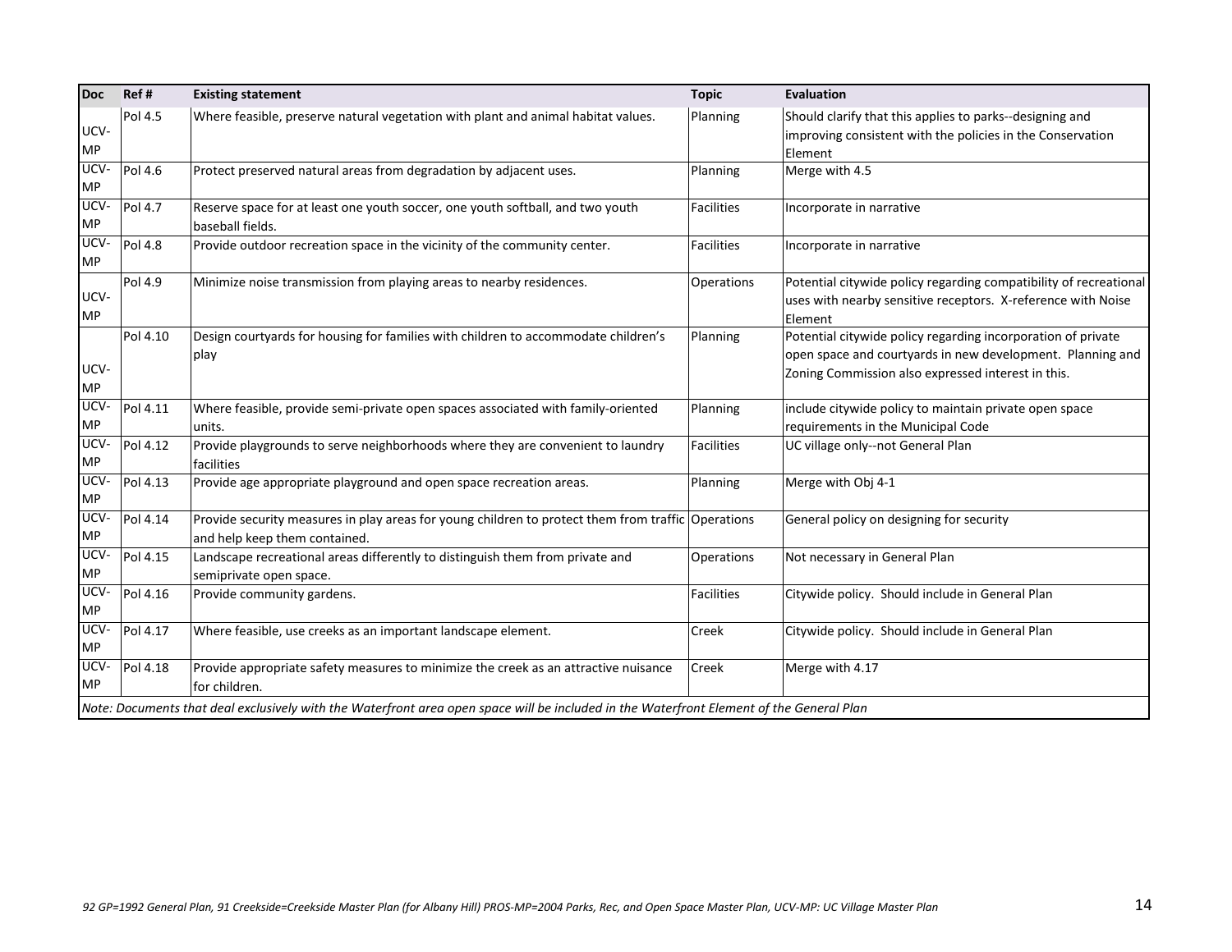| Doc | Ref # | Existing statement | Topic | Evaluation |
|---|---|---|---|---|
| UCV-MP | Pol 4.5 | Where feasible, preserve natural vegetation with plant and animal habitat values. | Planning | Should clarify that this applies to parks--designing and improving consistent with the policies in the Conservation Element |
| UCV-MP | Pol 4.6 | Protect preserved natural areas from degradation by adjacent uses. | Planning | Merge with 4.5 |
| UCV-MP | Pol 4.7 | Reserve space for at least one youth soccer, one youth softball, and two youth baseball fields. | Facilities | Incorporate in narrative |
| UCV-MP | Pol 4.8 | Provide outdoor recreation space in the vicinity of the community center. | Facilities | Incorporate in narrative |
| UCV-MP | Pol 4.9 | Minimize noise transmission from playing areas to nearby residences. | Operations | Potential citywide policy regarding compatibility of recreational uses with nearby sensitive receptors. X-reference with Noise Element |
| UCV-MP | Pol 4.10 | Design courtyards for housing for families with children to accommodate children's play | Planning | Potential citywide policy regarding incorporation of private open space and courtyards in new development. Planning and Zoning Commission also expressed interest in this. |
| UCV-MP | Pol 4.11 | Where feasible, provide semi-private open spaces associated with family-oriented units. | Planning | include citywide policy to maintain private open space requirements in the Municipal Code |
| UCV-MP | Pol 4.12 | Provide playgrounds to serve neighborhoods where they are convenient to laundry facilities | Facilities | UC village only--not General Plan |
| UCV-MP | Pol 4.13 | Provide age appropriate playground and open space recreation areas. | Planning | Merge with Obj 4-1 |
| UCV-MP | Pol 4.14 | Provide security measures in play areas for young children to protect them from traffic and help keep them contained. | Operations | General policy on designing for security |
| UCV-MP | Pol 4.15 | Landscape recreational areas differently to distinguish them from private and semiprivate open space. | Operations | Not necessary in General Plan |
| UCV-MP | Pol 4.16 | Provide community gardens. | Facilities | Citywide policy. Should include in General Plan |
| UCV-MP | Pol 4.17 | Where feasible, use creeks as an important landscape element. | Creek | Citywide policy. Should include in General Plan |
| UCV-MP | Pol 4.18 | Provide appropriate safety measures to minimize the creek as an attractive nuisance for children. | Creek | Merge with 4.17 |

*Note: Documents that deal exclusively with the Waterfront area open space will be included in the Waterfront Element of the General Plan*

*92 GP=1992 General Plan, 91 Creekside=Creekside Master Plan (for Albany Hill) PROS-MP=2004 Parks, Rec, and Open Space Master Plan, UCV-MP: UC Village Master Plan*